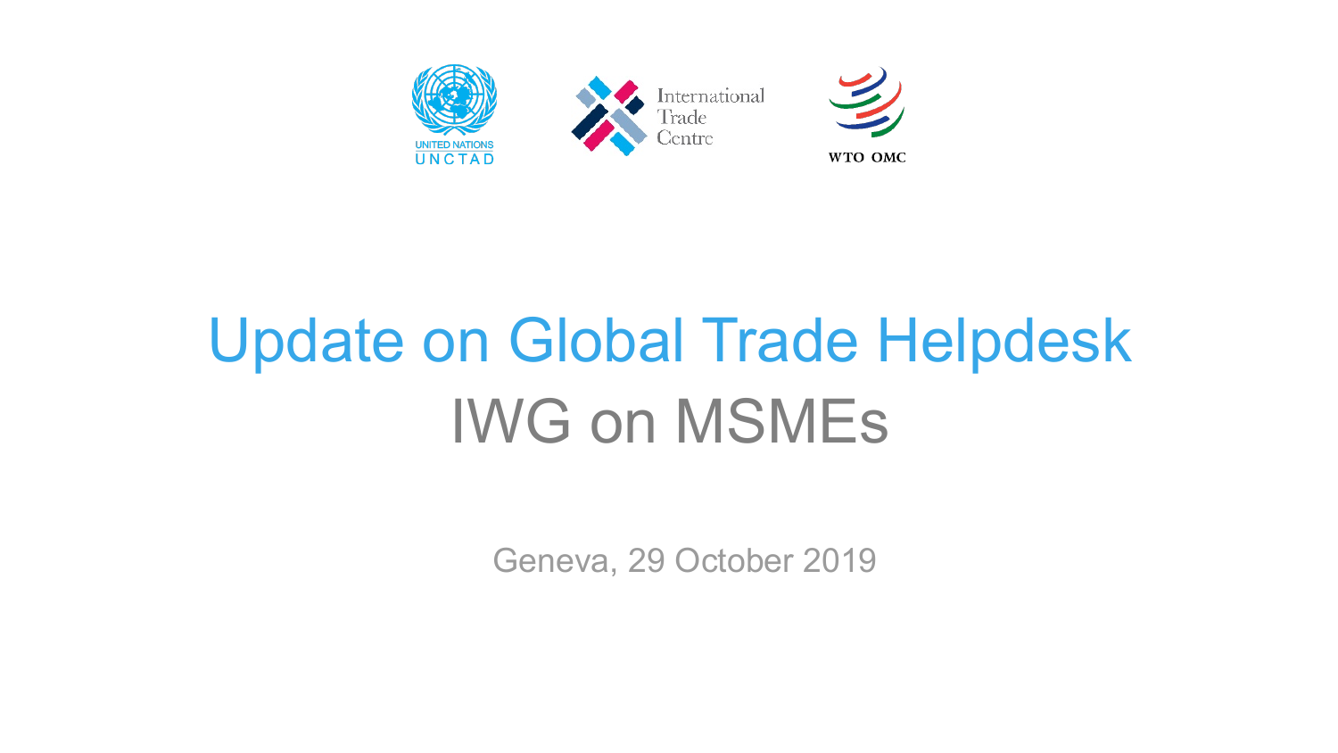UNITED NATIONS UNCTAD

International Trade Centre

WTO OMC

# Update on Global Trade Helpdesk

## IWG on MSMEs

Geneva, 29 October 2019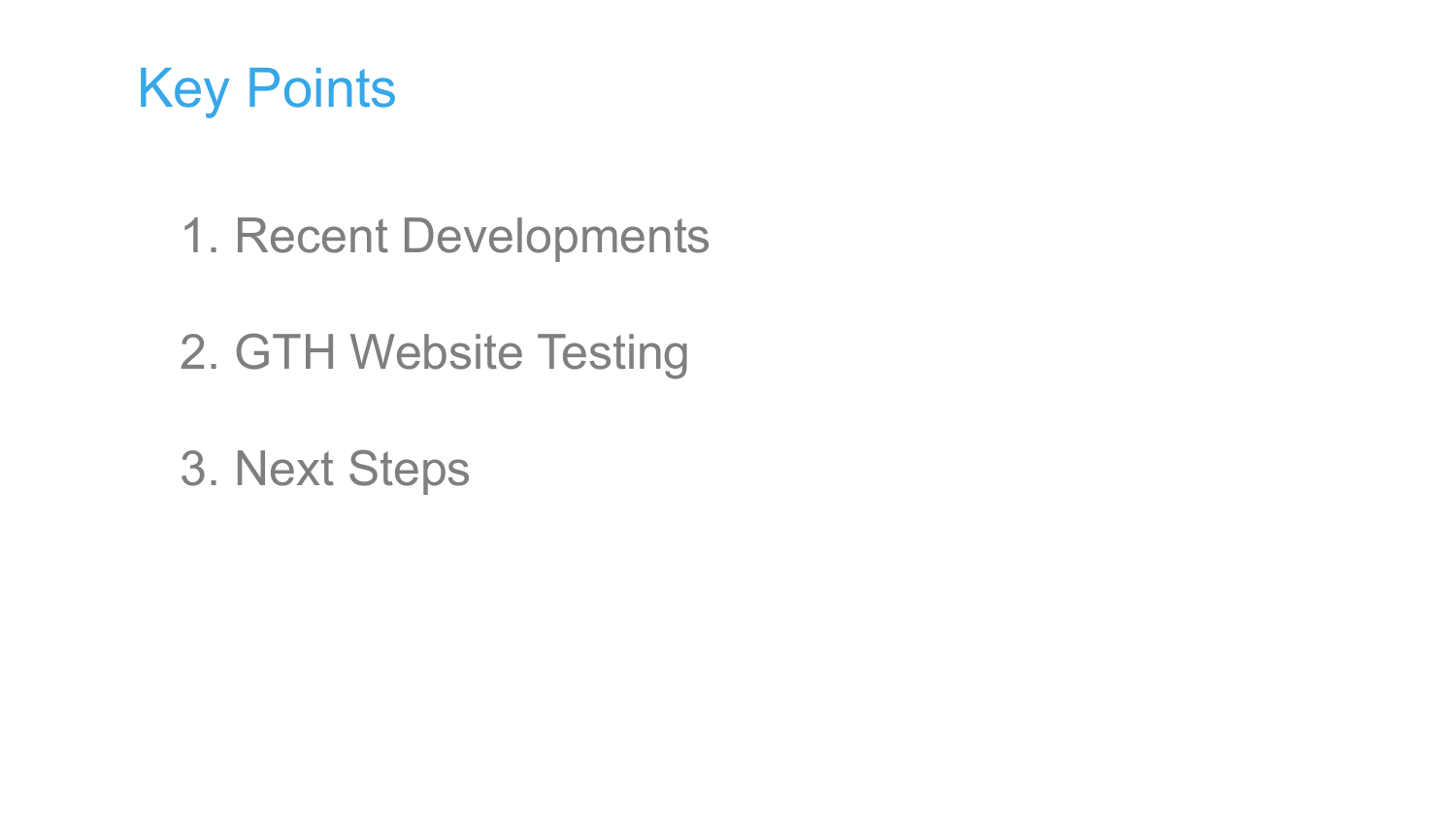# Key Points

1. Recent Developments

2. GTH Website Testing

3. Next Steps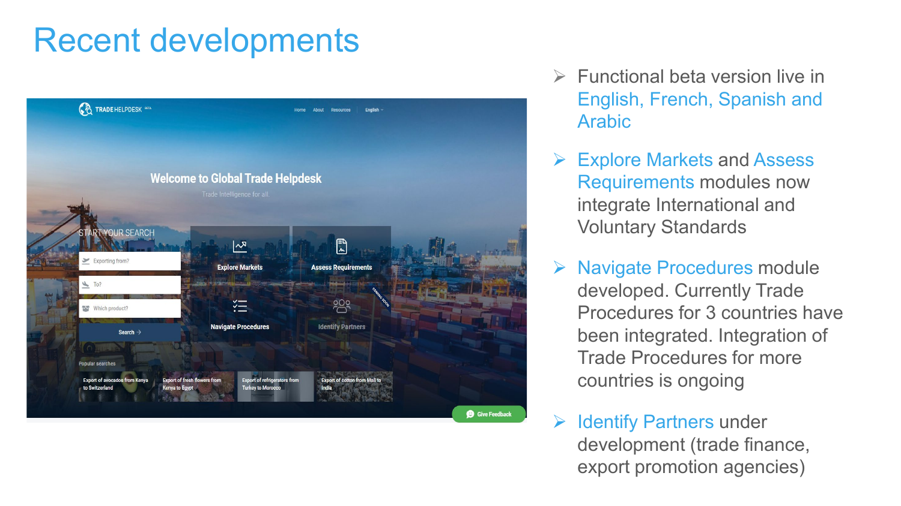# Recent developments

- Functional beta version live in English, French, Spanish and Arabic
- Explore Markets and Assess Requirements modules now integrate International and Voluntary Standards
- Navigate Procedures module developed. Currently Trade Procedures for 3 countries have been integrated. Integration of Trade Procedures for more countries is ongoing
- Identify Partners under development (trade finance, export promotion agencies)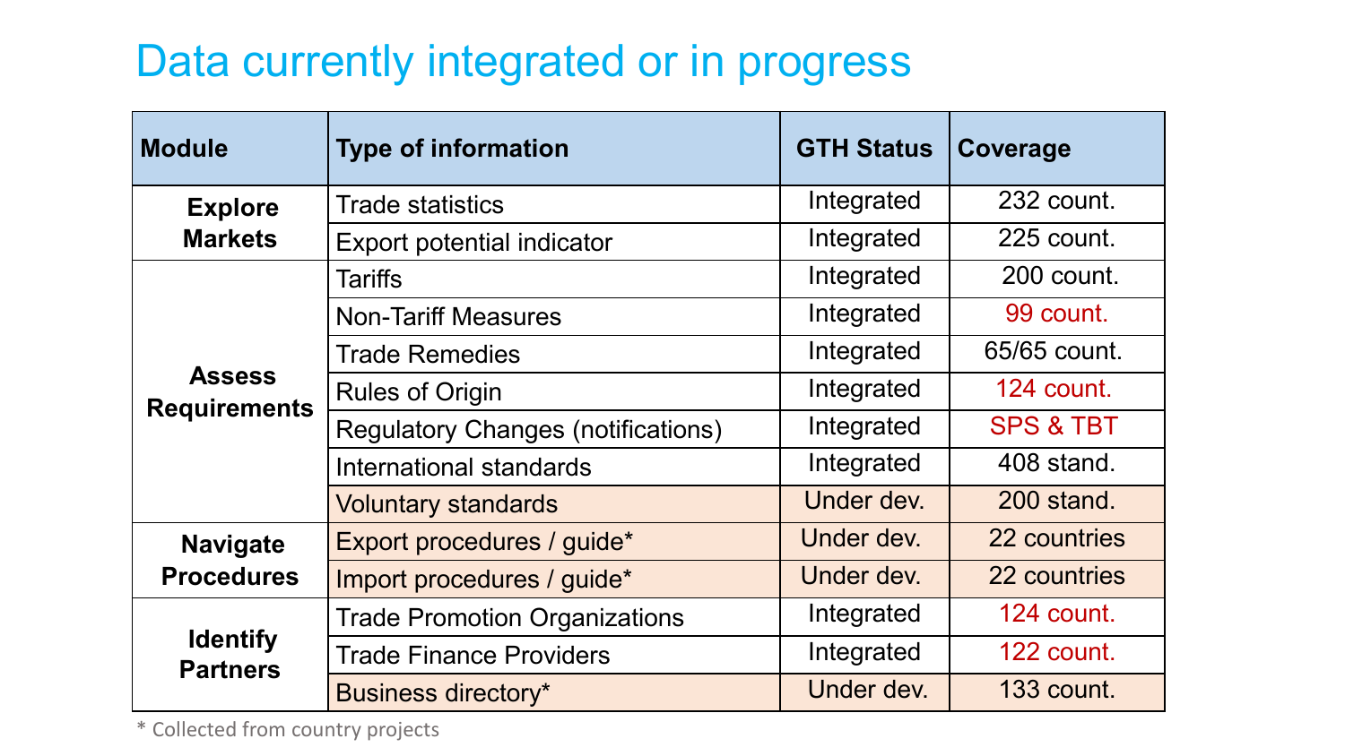# Data currently integrated or in progress

| Module | Type of information | GTH Status | Coverage |
|---|---|---|---|
| **Explore Markets** | Trade statistics | Integrated | 232 count. |
| | Export potential indicator | Integrated | 225 count. |
| **Assess Requirements** | Tariffs | Integrated | 200 count. |
| | Non-Tariff Measures | Integrated | 99 count. |
| | Trade Remedies | Integrated | 65/65 count. |
| | Rules of Origin | Integrated | 124 count. |
| | Regulatory Changes (notifications) | Integrated | SPS & TBT |
| | International standards | Integrated | 408 stand. |
| | Voluntary standards | Under dev. | 200 stand. |
| **Navigate Procedures** | Export procedures / guide* | Under dev. | 22 countries |
| | Import procedures / guide* | Under dev. | 22 countries |
| **Identify Partners** | Trade Promotion Organizations | Integrated | 124 count. |
| | Trade Finance Providers | Integrated | 122 count. |
| | Business directory* | Under dev. | 133 count. |

\* Collected from country projects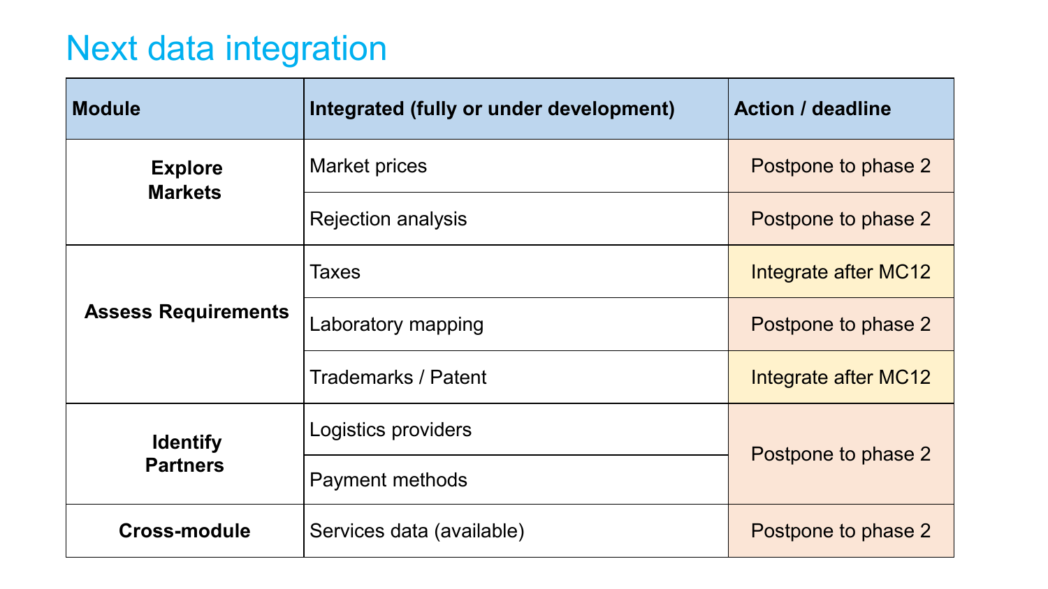# Next data integration

| Module | Integrated (fully or under development) | Action / deadline |
|---|---|---|
| Explore Markets | Market prices | Postpone to phase 2 |
| | Rejection analysis | Postpone to phase 2 |
| Assess Requirements | Taxes | Integrate after MC12 |
| | Laboratory mapping | Postpone to phase 2 |
| | Trademarks / Patent | Integrate after MC12 |
| Identify Partners | Logistics providers | Postpone to phase 2 |
| | Payment methods | |
| Cross-module | Services data (available) | Postpone to phase 2 |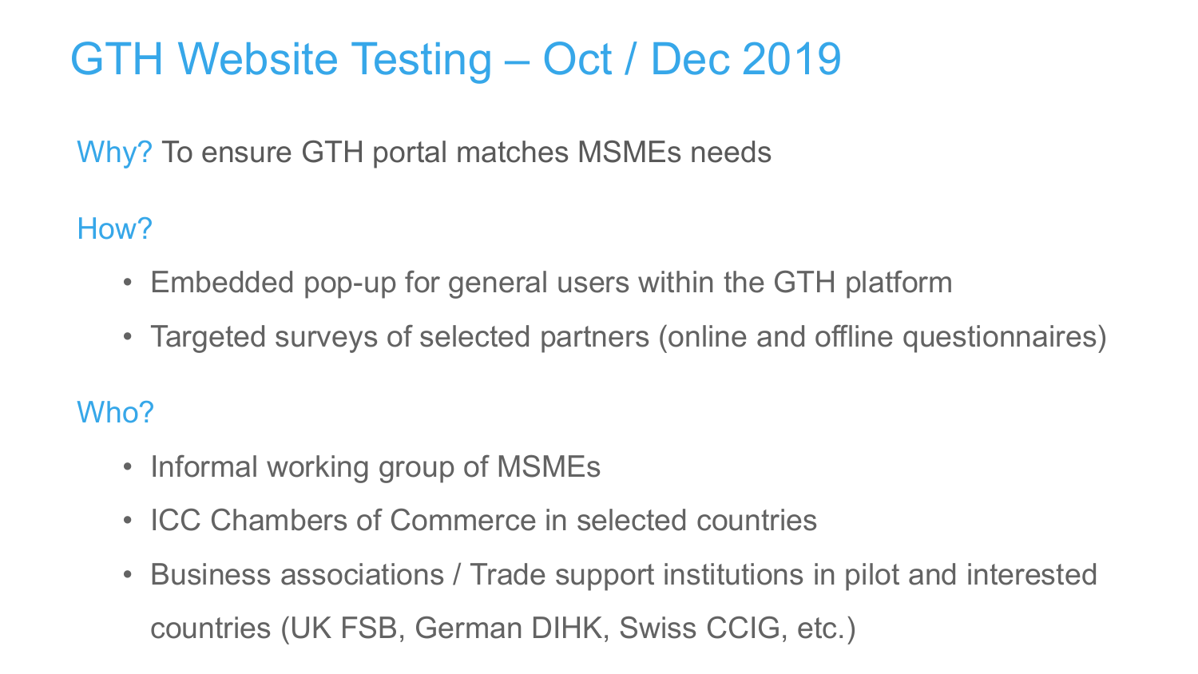# GTH Website Testing – Oct / Dec 2019

**Why?** To ensure GTH portal matches MSMEs needs

**How?**

- Embedded pop-up for general users within the GTH platform
- Targeted surveys of selected partners (online and offline questionnaires)

**Who?**

- Informal working group of MSMEs
- ICC Chambers of Commerce in selected countries
- Business associations / Trade support institutions in pilot and interested countries (UK FSB, German DIHK, Swiss CCIG, etc.)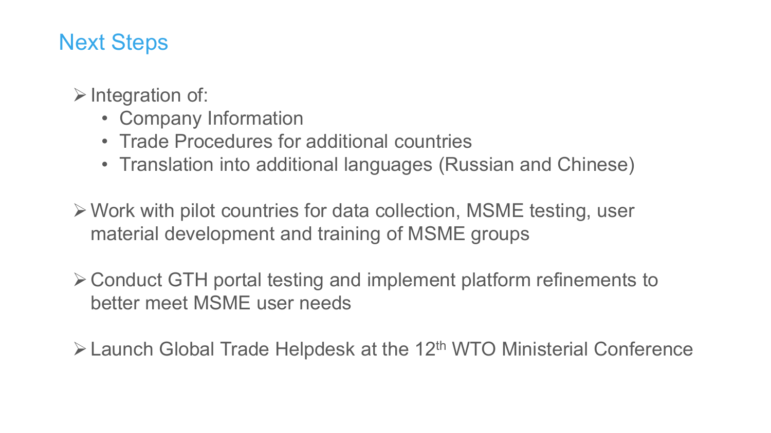## Next Steps

- Integration of:
  - Company Information
  - Trade Procedures for additional countries
  - Translation into additional languages (Russian and Chinese)

- Work with pilot countries for data collection, MSME testing, user material development and training of MSME groups

- Conduct GTH portal testing and implement platform refinements to better meet MSME user needs

- Launch Global Trade Helpdesk at the 12th WTO Ministerial Conference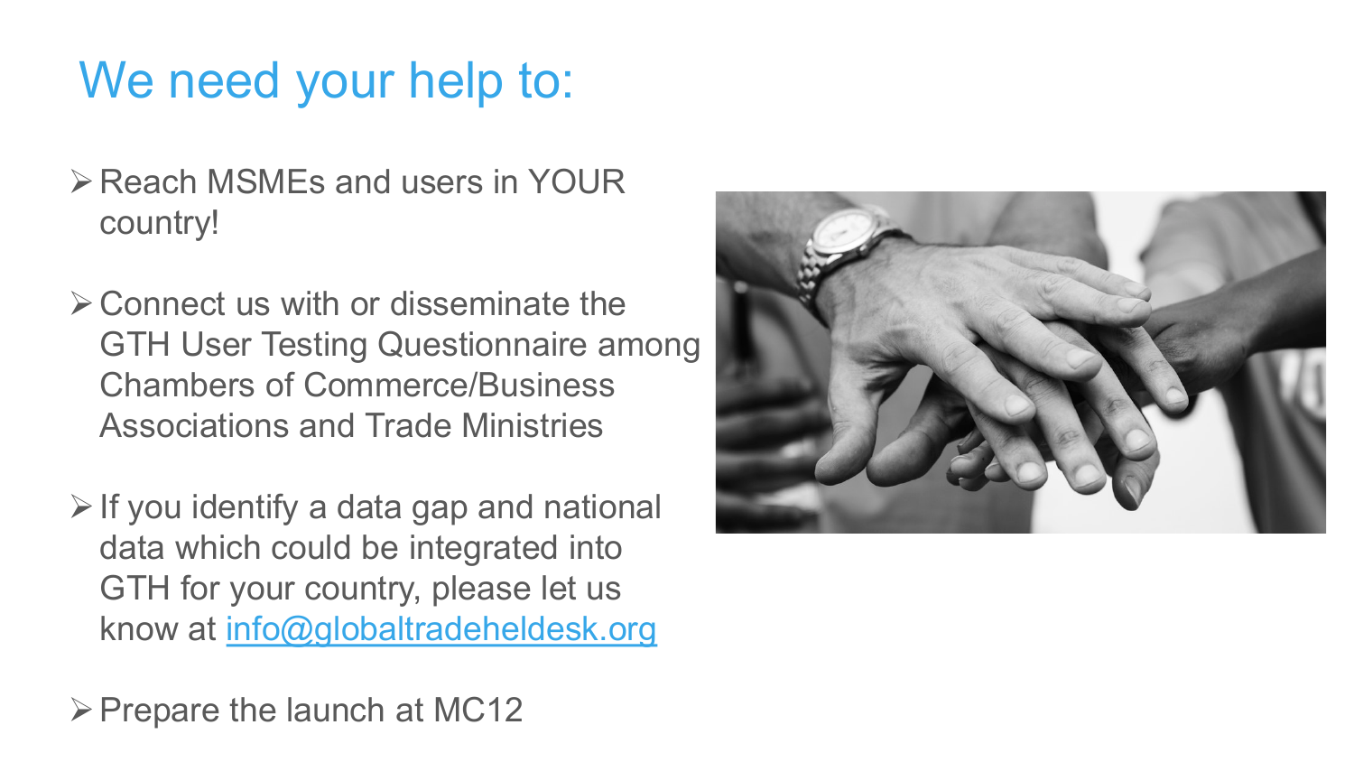# We need your help to:

- Reach MSMEs and users in YOUR country!
- Connect us with or disseminate the GTH User Testing Questionnaire among Chambers of Commerce/Business Associations and Trade Ministries
- If you identify a data gap and national data which could be integrated into GTH for your country, please let us know at info@globaltradeheldesk.org
- Prepare the launch at MC12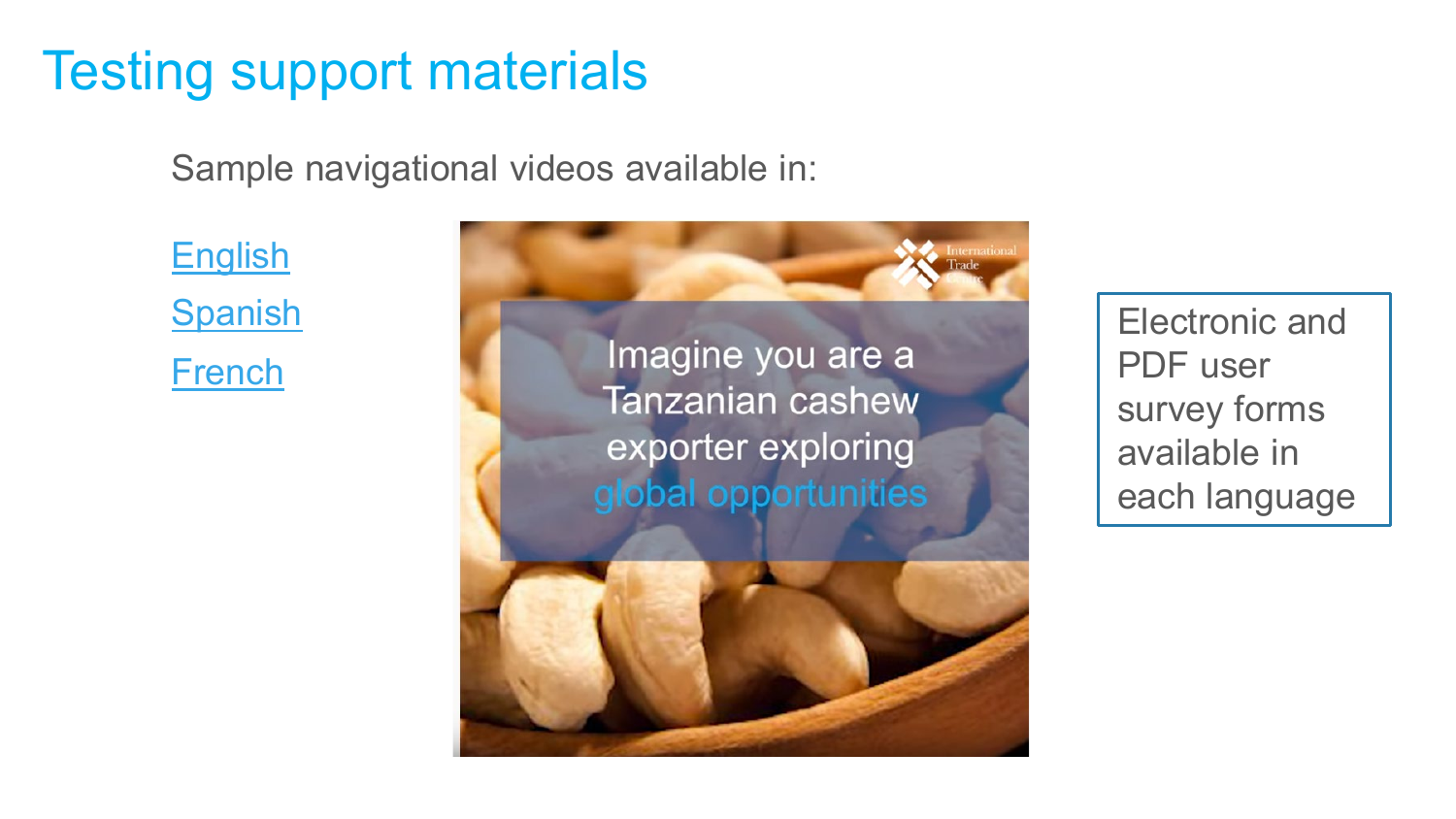# Testing support materials

Sample navigational videos available in:

English

Spanish

French

Imagine you are a Tanzanian cashew exporter exploring global opportunities

Electronic and PDF user survey forms available in each language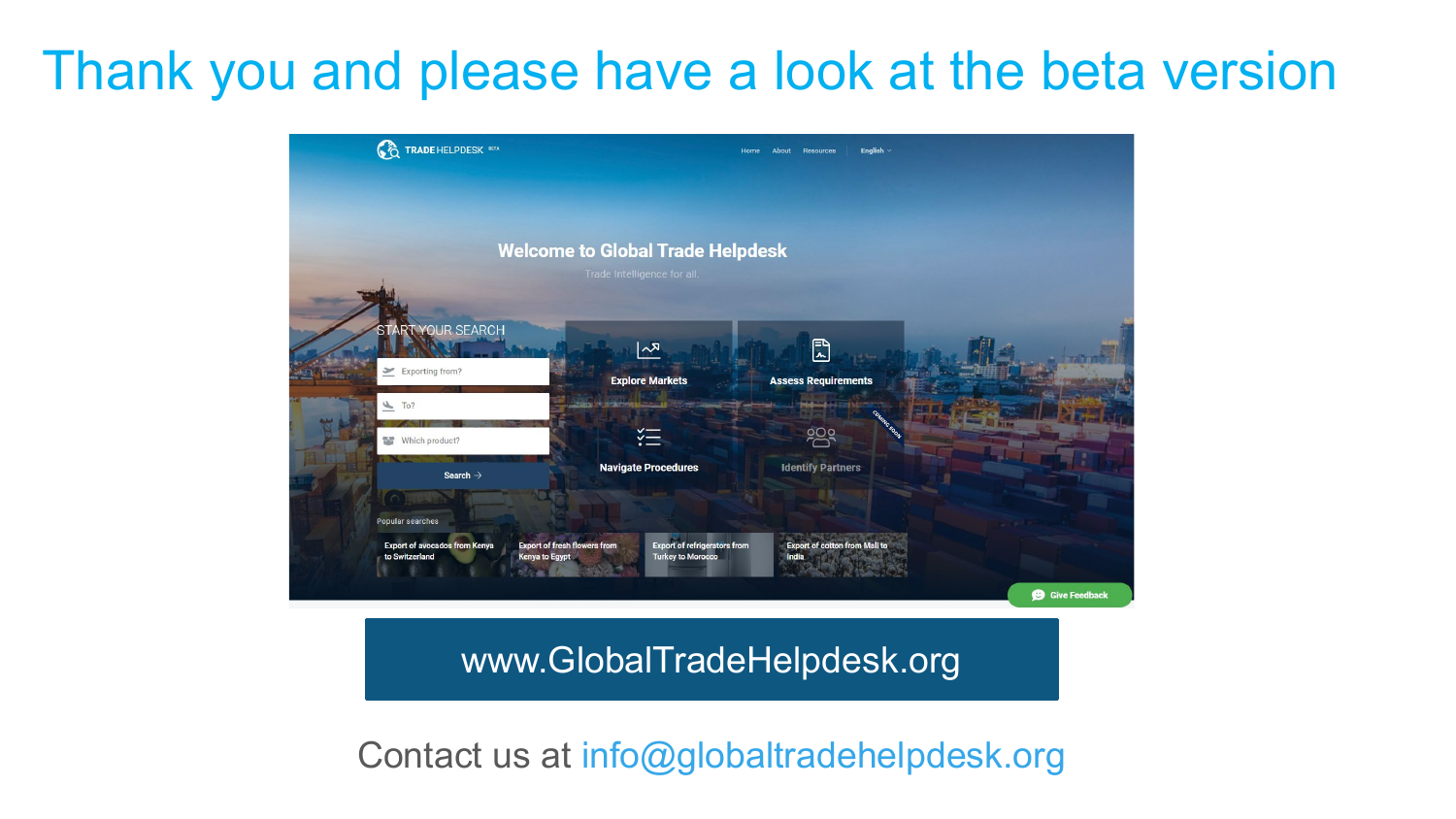# Thank you and please have a look at the beta version

www.GlobalTradeHelpdesk.org

Contact us at info@globaltradehelpdesk.org